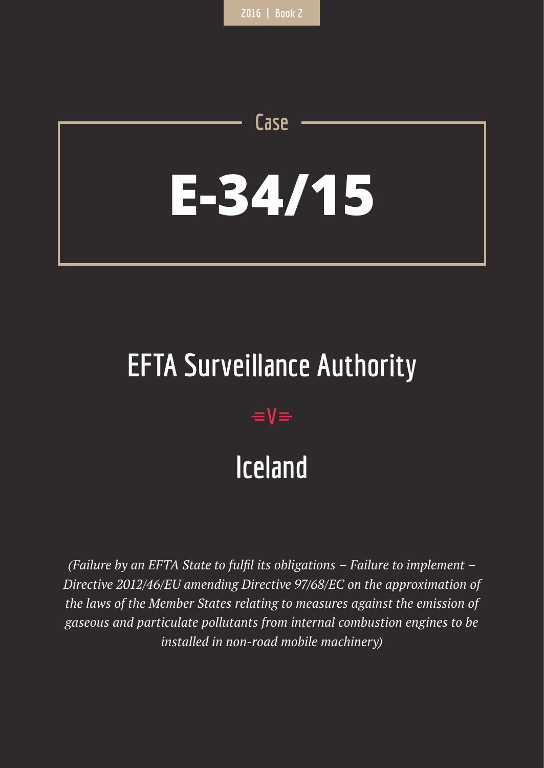2016 | Book 2

Case

# E-34/15

## EFTA Surveillance Authority

v

## Iceland

*(Failure by an EFTA State to fulfil its obligations – Failure to implement – Directive 2012/46/EU amending Directive 97/68/EC on the approximation of the laws of the Member States relating to measures against the emission of gaseous and particulate pollutants from internal combustion engines to be installed in non-road mobile machinery)*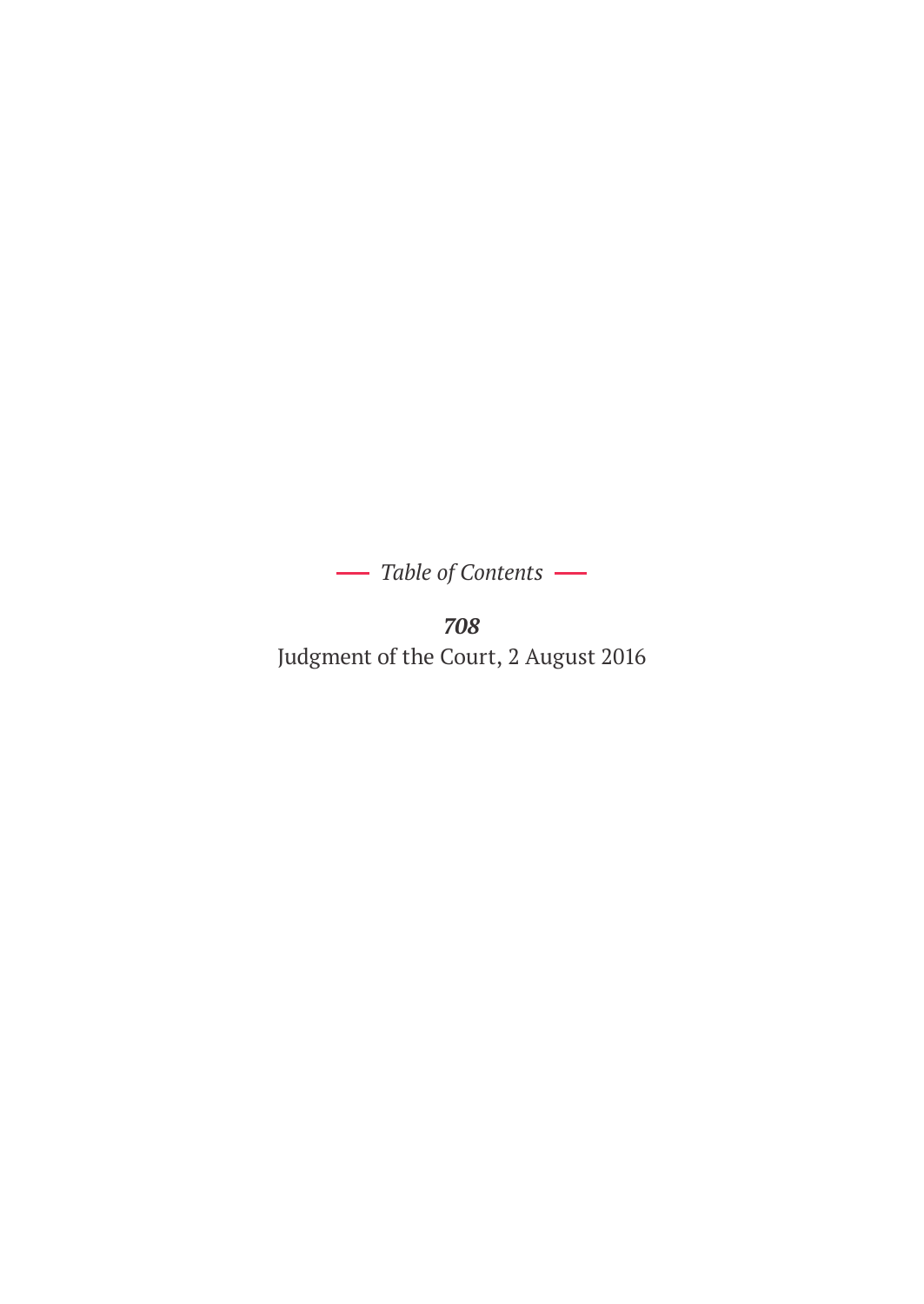*Table of Contents*

***708***

Judgment of the Court, 2 August 2016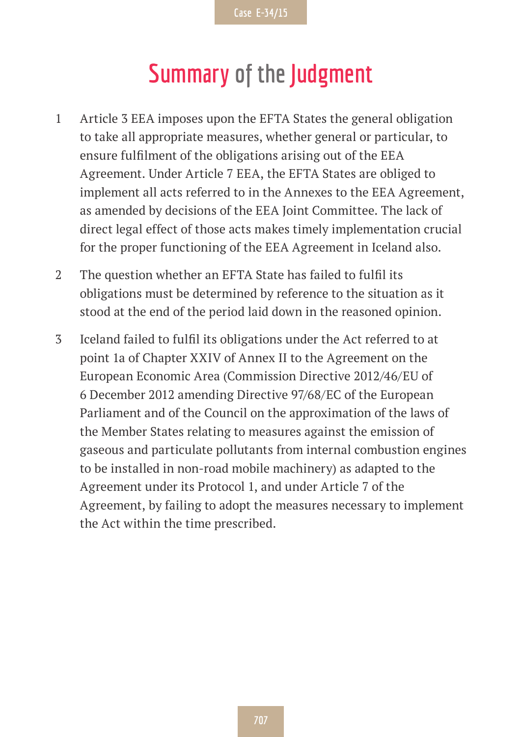# Summary of the Judgment

1. Article 3 EEA imposes upon the EFTA States the general obligation to take all appropriate measures, whether general or particular, to ensure fulfilment of the obligations arising out of the EEA Agreement. Under Article 7 EEA, the EFTA States are obliged to implement all acts referred to in the Annexes to the EEA Agreement, as amended by decisions of the EEA Joint Committee. The lack of direct legal effect of those acts makes timely implementation crucial for the proper functioning of the EEA Agreement in Iceland also.

2. The question whether an EFTA State has failed to fulfil its obligations must be determined by reference to the situation as it stood at the end of the period laid down in the reasoned opinion.

3. Iceland failed to fulfil its obligations under the Act referred to at point 1a of Chapter XXIV of Annex II to the Agreement on the European Economic Area (Commission Directive 2012/46/EU of 6 December 2012 amending Directive 97/68/EC of the European Parliament and of the Council on the approximation of the laws of the Member States relating to measures against the emission of gaseous and particulate pollutants from internal combustion engines to be installed in non-road mobile machinery) as adapted to the Agreement under its Protocol 1, and under Article 7 of the Agreement, by failing to adopt the measures necessary to implement the Act within the time prescribed.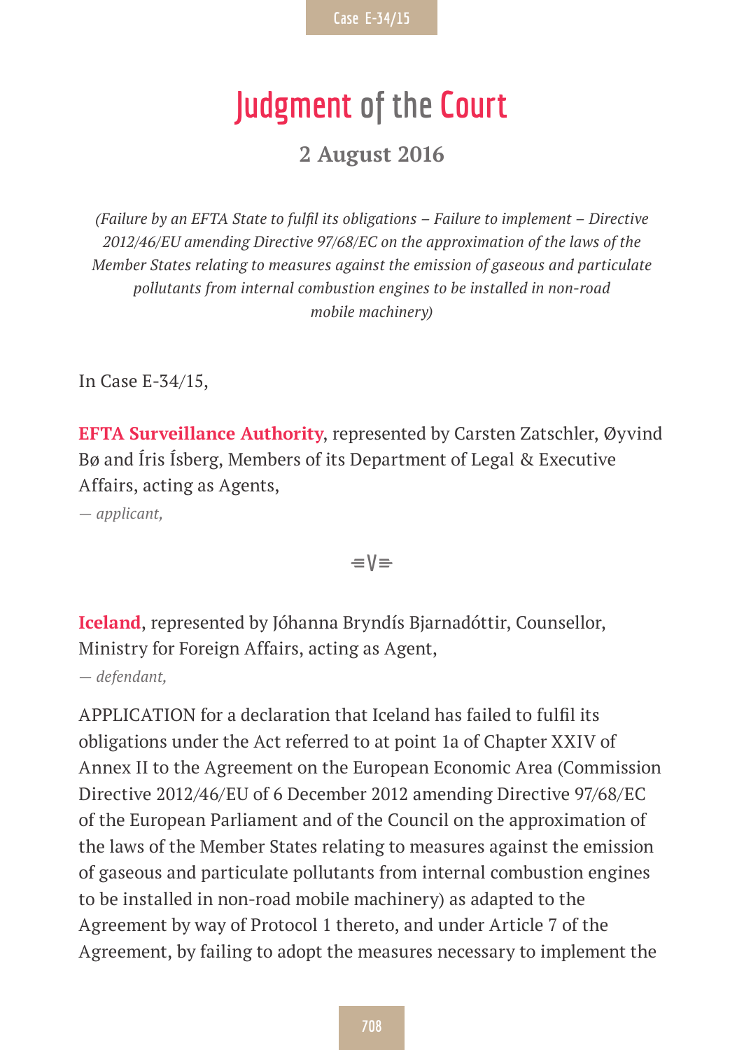# Judgment of the Court

### 2 August 2016

*(Failure by an EFTA State to fulfil its obligations – Failure to implement – Directive 2012/46/EU amending Directive 97/68/EC on the approximation of the laws of the Member States relating to measures against the emission of gaseous and particulate pollutants from internal combustion engines to be installed in non-road mobile machinery)*

In Case E-34/15,

**EFTA Surveillance Authority**, represented by Carsten Zatschler, Øyvind Bø and Íris Ísberg, Members of its Department of Legal & Executive Affairs, acting as Agents,

*— applicant,*

v

**Iceland**, represented by Jóhanna Bryndís Bjarnadóttir, Counsellor, Ministry for Foreign Affairs, acting as Agent,

*— defendant,*

APPLICATION for a declaration that Iceland has failed to fulfil its obligations under the Act referred to at point 1a of Chapter XXIV of Annex II to the Agreement on the European Economic Area (Commission Directive 2012/46/EU of 6 December 2012 amending Directive 97/68/EC of the European Parliament and of the Council on the approximation of the laws of the Member States relating to measures against the emission of gaseous and particulate pollutants from internal combustion engines to be installed in non-road mobile machinery) as adapted to the Agreement by way of Protocol 1 thereto, and under Article 7 of the Agreement, by failing to adopt the measures necessary to implement the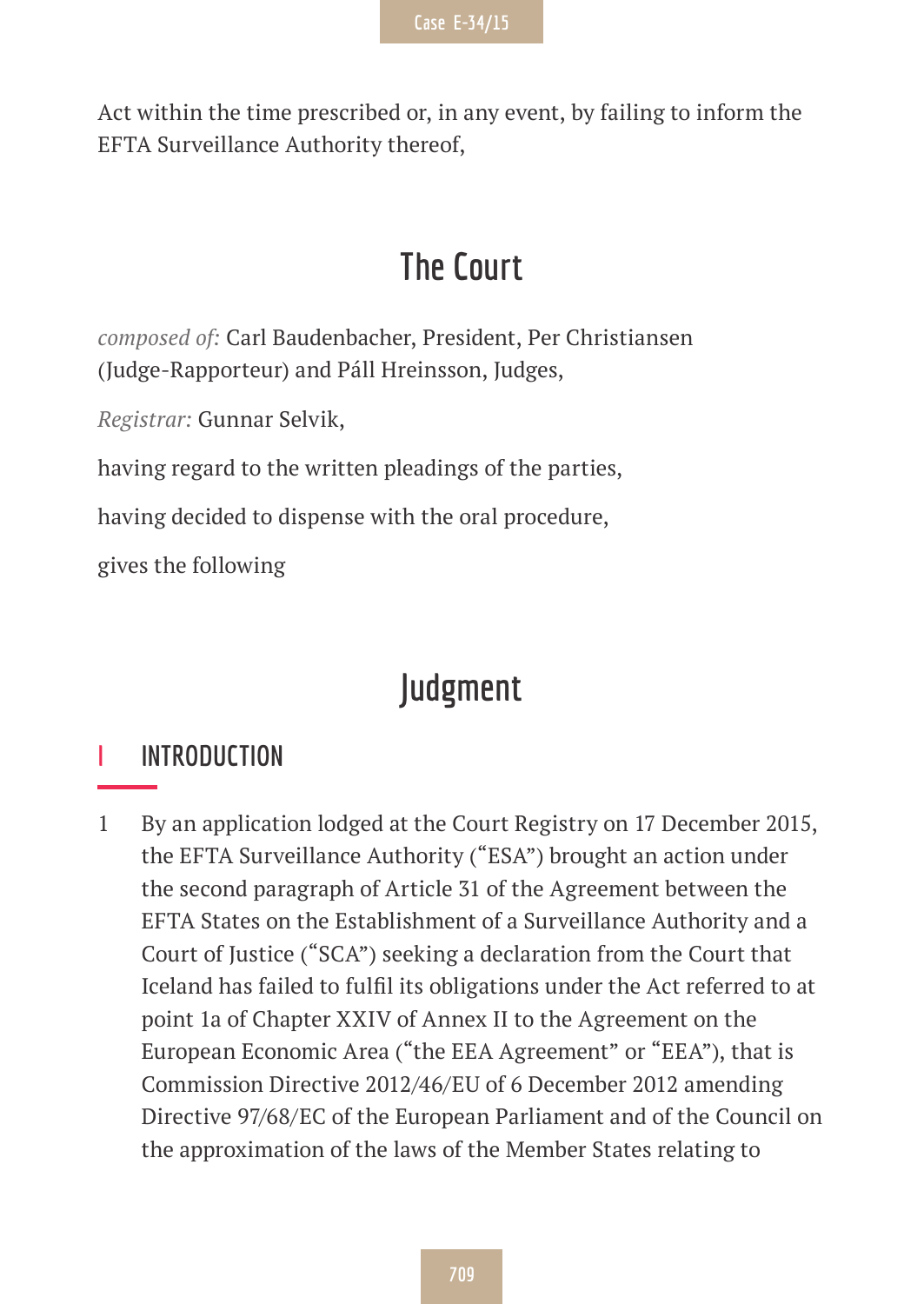Act within the time prescribed or, in any event, by failing to inform the EFTA Surveillance Authority thereof,

# The Court

*composed of*: Carl Baudenbacher, President, Per Christiansen (Judge-Rapporteur) and Páll Hreinsson, Judges,

*Registrar:* Gunnar Selvik,

having regard to the written pleadings of the parties,

having decided to dispense with the oral procedure,

gives the following

# Judgment

## I INTRODUCTION

1 By an application lodged at the Court Registry on 17 December 2015, the EFTA Surveillance Authority ("ESA") brought an action under the second paragraph of Article 31 of the Agreement between the EFTA States on the Establishment of a Surveillance Authority and a Court of Justice ("SCA") seeking a declaration from the Court that Iceland has failed to fulfil its obligations under the Act referred to at point 1a of Chapter XXIV of Annex II to the Agreement on the European Economic Area ("the EEA Agreement" or "EEA"), that is Commission Directive 2012/46/EU of 6 December 2012 amending Directive 97/68/EC of the European Parliament and of the Council on the approximation of the laws of the Member States relating to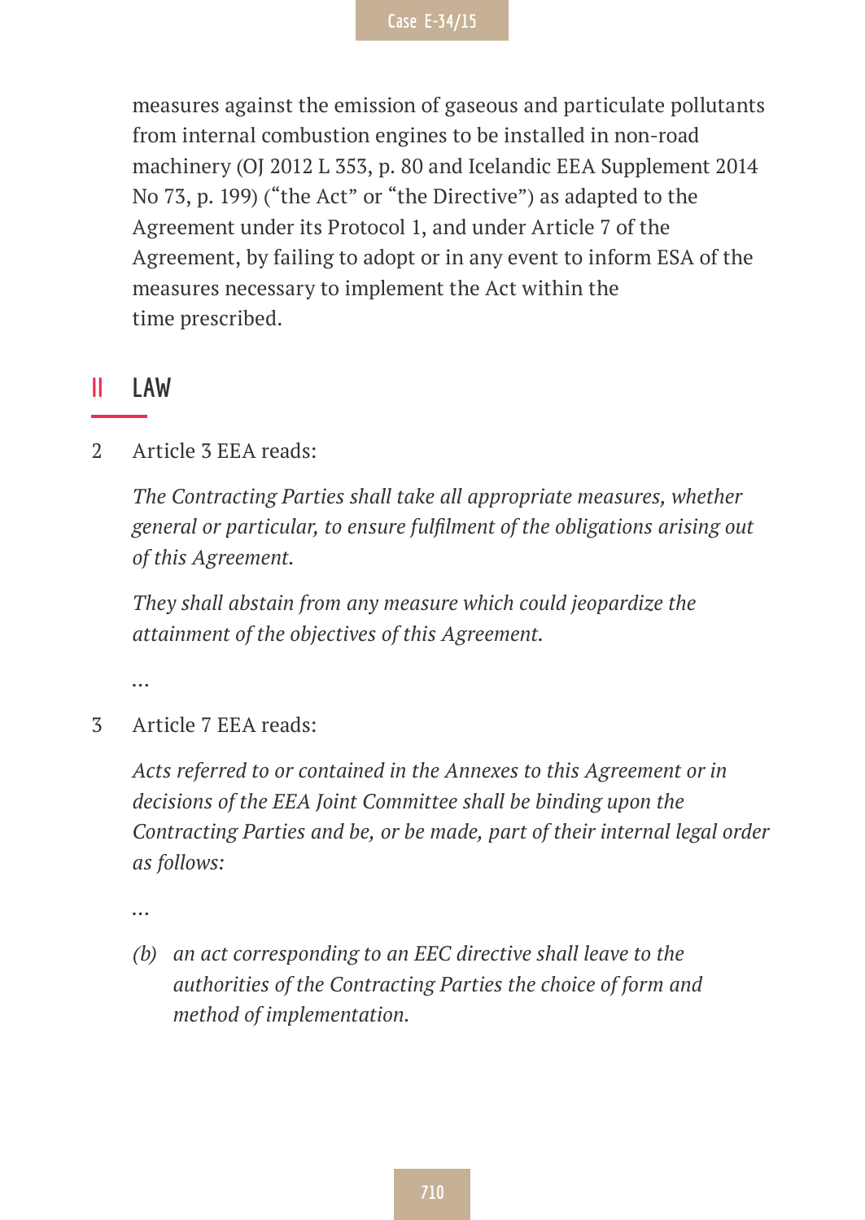measures against the emission of gaseous and particulate pollutants from internal combustion engines to be installed in non-road machinery (OJ 2012 L 353, p. 80 and Icelandic EEA Supplement 2014 No 73, p. 199) ("the Act" or "the Directive") as adapted to the Agreement under its Protocol 1, and under Article 7 of the Agreement, by failing to adopt or in any event to inform ESA of the measures necessary to implement the Act within the time prescribed.

## II LAW

2 Article 3 EEA reads:

*The Contracting Parties shall take all appropriate measures, whether general or particular, to ensure fulfilment of the obligations arising out of this Agreement.*

*They shall abstain from any measure which could jeopardize the attainment of the objectives of this Agreement.*

…

3 Article 7 EEA reads:

*Acts referred to or contained in the Annexes to this Agreement or in decisions of the EEA Joint Committee shall be binding upon the Contracting Parties and be, or be made, part of their internal legal order as follows:*

…

*(b) an act corresponding to an EEC directive shall leave to the authorities of the Contracting Parties the choice of form and method of implementation.*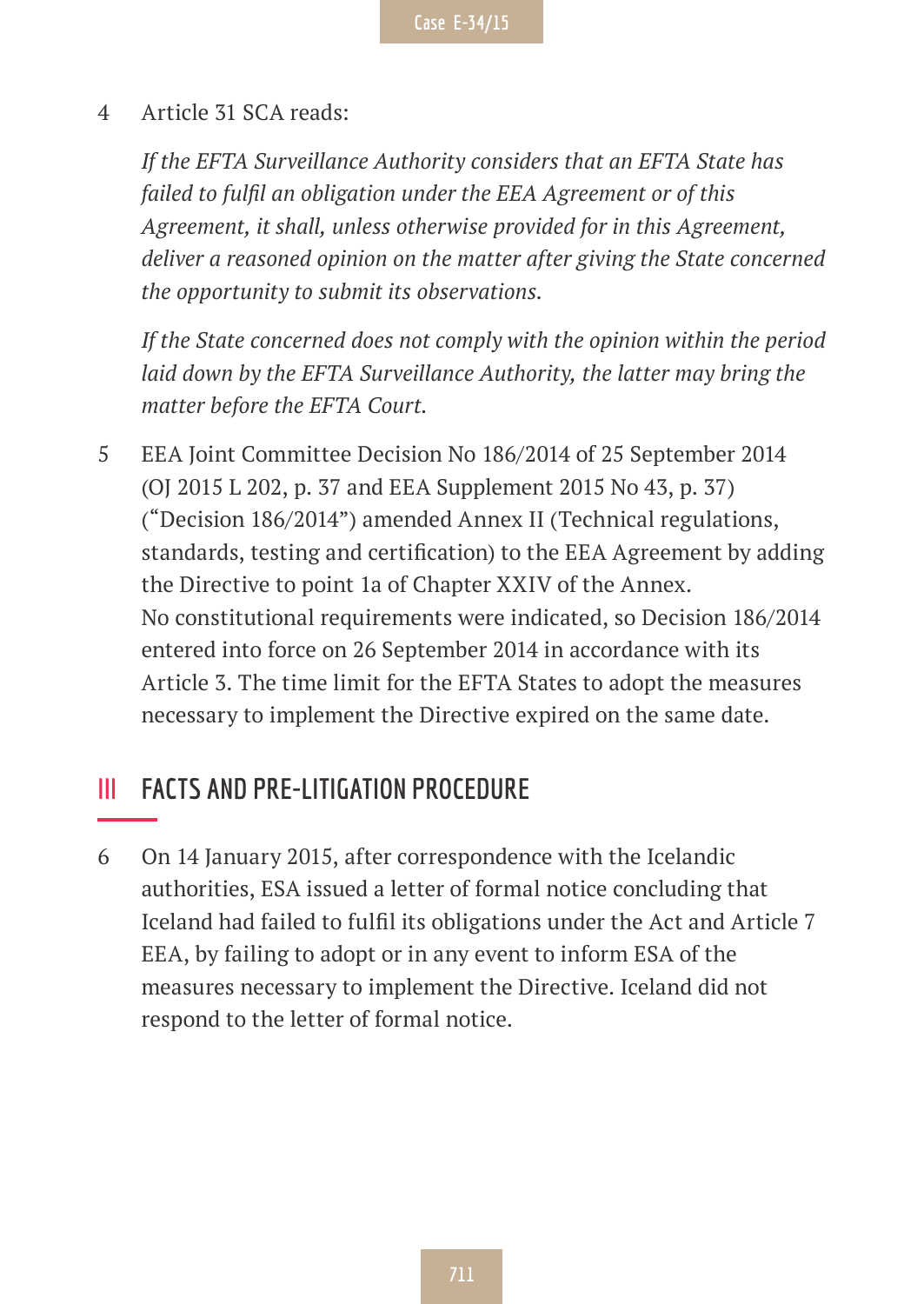4 Article 31 SCA reads:

*If the EFTA Surveillance Authority considers that an EFTA State has failed to fulfil an obligation under the EEA Agreement or of this Agreement, it shall, unless otherwise provided for in this Agreement, deliver a reasoned opinion on the matter after giving the State concerned the opportunity to submit its observations.*

*If the State concerned does not comply with the opinion within the period laid down by the EFTA Surveillance Authority, the latter may bring the matter before the EFTA Court.*

5 EEA Joint Committee Decision No 186/2014 of 25 September 2014 (OJ 2015 L 202, p. 37 and EEA Supplement 2015 No 43, p. 37) ("Decision 186/2014") amended Annex II (Technical regulations, standards, testing and certification) to the EEA Agreement by adding the Directive to point 1a of Chapter XXIV of the Annex. No constitutional requirements were indicated, so Decision 186/2014 entered into force on 26 September 2014 in accordance with its Article 3. The time limit for the EFTA States to adopt the measures necessary to implement the Directive expired on the same date.

## III FACTS AND PRE-LITIGATION PROCEDURE

6 On 14 January 2015, after correspondence with the Icelandic authorities, ESA issued a letter of formal notice concluding that Iceland had failed to fulfil its obligations under the Act and Article 7 EEA, by failing to adopt or in any event to inform ESA of the measures necessary to implement the Directive. Iceland did not respond to the letter of formal notice.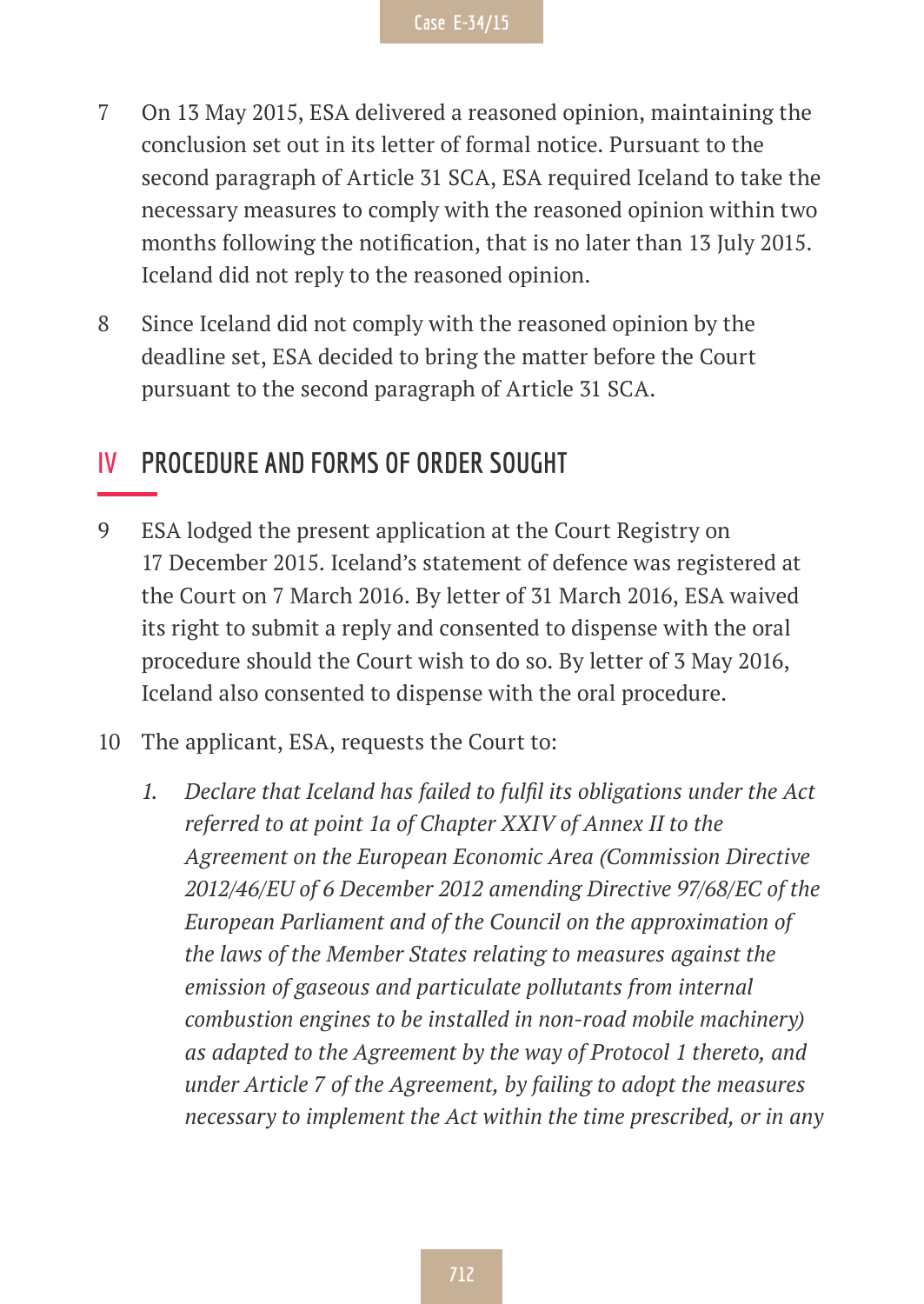7 On 13 May 2015, ESA delivered a reasoned opinion, maintaining the conclusion set out in its letter of formal notice. Pursuant to the second paragraph of Article 31 SCA, ESA required Iceland to take the necessary measures to comply with the reasoned opinion within two months following the notification, that is no later than 13 July 2015. Iceland did not reply to the reasoned opinion.

8 Since Iceland did not comply with the reasoned opinion by the deadline set, ESA decided to bring the matter before the Court pursuant to the second paragraph of Article 31 SCA.

## IV PROCEDURE AND FORMS OF ORDER SOUGHT

9 ESA lodged the present application at the Court Registry on 17 December 2015. Iceland's statement of defence was registered at the Court on 7 March 2016. By letter of 31 March 2016, ESA waived its right to submit a reply and consented to dispense with the oral procedure should the Court wish to do so. By letter of 3 May 2016, Iceland also consented to dispense with the oral procedure.

10 The applicant, ESA, requests the Court to:

*1. Declare that Iceland has failed to fulfil its obligations under the Act referred to at point 1a of Chapter XXIV of Annex II to the Agreement on the European Economic Area (Commission Directive 2012/46/EU of 6 December 2012 amending Directive 97/68/EC of the European Parliament and of the Council on the approximation of the laws of the Member States relating to measures against the emission of gaseous and particulate pollutants from internal combustion engines to be installed in non-road mobile machinery) as adapted to the Agreement by the way of Protocol 1 thereto, and under Article 7 of the Agreement, by failing to adopt the measures necessary to implement the Act within the time prescribed, or in any*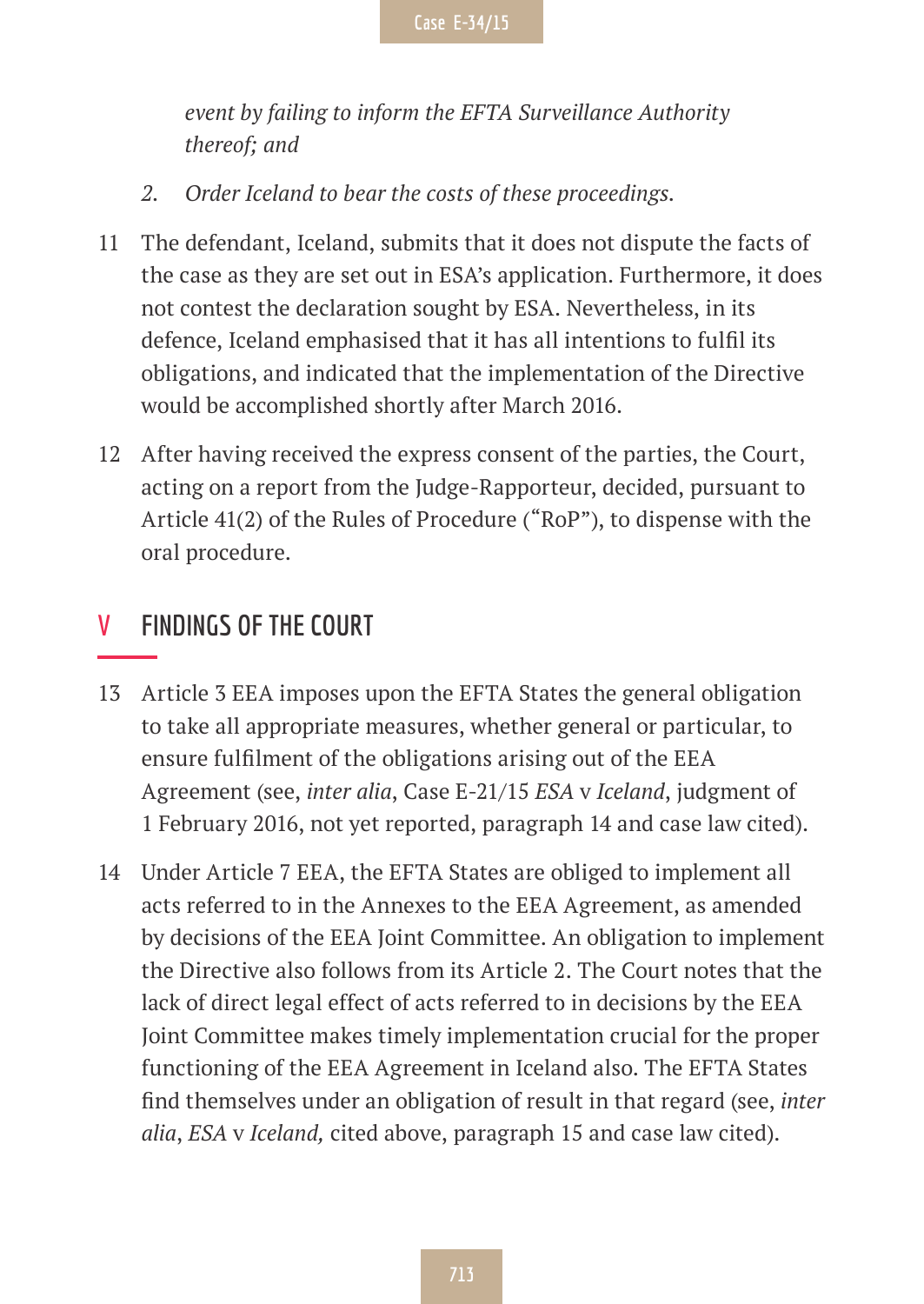*event by failing to inform the EFTA Surveillance Authority thereof; and*

2. *Order Iceland to bear the costs of these proceedings.*

11 The defendant, Iceland, submits that it does not dispute the facts of the case as they are set out in ESA's application. Furthermore, it does not contest the declaration sought by ESA. Nevertheless, in its defence, Iceland emphasised that it has all intentions to fulfil its obligations, and indicated that the implementation of the Directive would be accomplished shortly after March 2016.

12 After having received the express consent of the parties, the Court, acting on a report from the Judge-Rapporteur, decided, pursuant to Article 41(2) of the Rules of Procedure ("RoP"), to dispense with the oral procedure.

## V FINDINGS OF THE COURT

13 Article 3 EEA imposes upon the EFTA States the general obligation to take all appropriate measures, whether general or particular, to ensure fulfilment of the obligations arising out of the EEA Agreement (see, *inter alia*, Case E-21/15 *ESA* v *Iceland*, judgment of 1 February 2016, not yet reported, paragraph 14 and case law cited).

14 Under Article 7 EEA, the EFTA States are obliged to implement all acts referred to in the Annexes to the EEA Agreement, as amended by decisions of the EEA Joint Committee. An obligation to implement the Directive also follows from its Article 2. The Court notes that the lack of direct legal effect of acts referred to in decisions by the EEA Joint Committee makes timely implementation crucial for the proper functioning of the EEA Agreement in Iceland also. The EFTA States find themselves under an obligation of result in that regard (see, *inter alia*, *ESA* v *Iceland,* cited above, paragraph 15 and case law cited).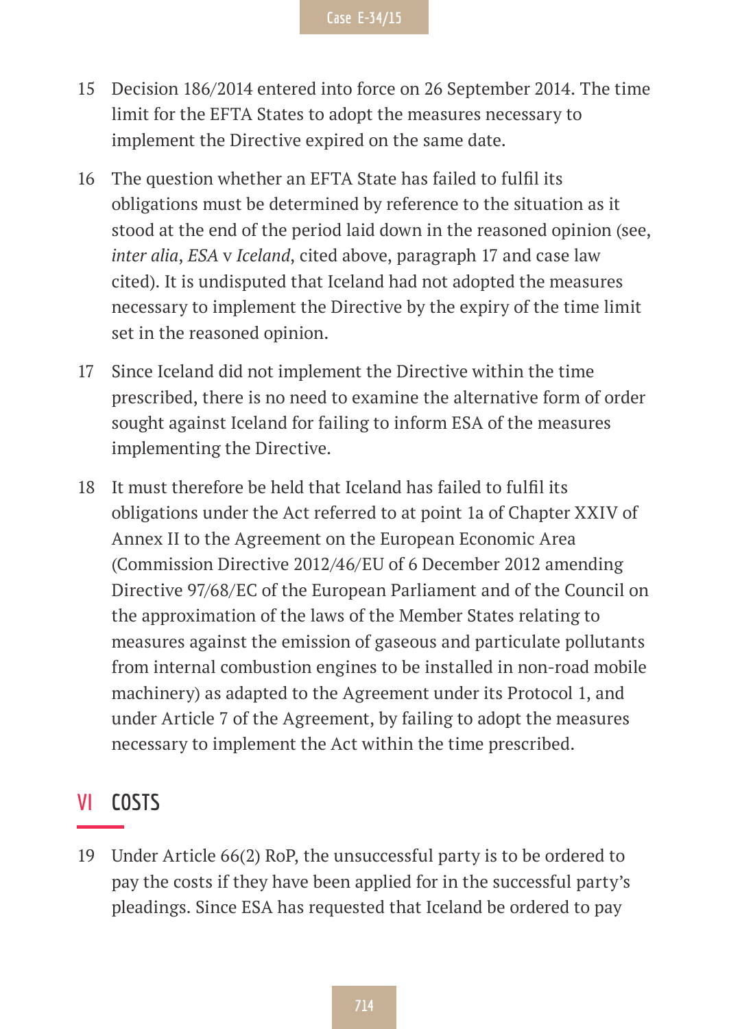15 Decision 186/2014 entered into force on 26 September 2014. The time limit for the EFTA States to adopt the measures necessary to implement the Directive expired on the same date.

16 The question whether an EFTA State has failed to fulfil its obligations must be determined by reference to the situation as it stood at the end of the period laid down in the reasoned opinion (see, *inter alia*, *ESA* v *Iceland*, cited above, paragraph 17 and case law cited). It is undisputed that Iceland had not adopted the measures necessary to implement the Directive by the expiry of the time limit set in the reasoned opinion.

17 Since Iceland did not implement the Directive within the time prescribed, there is no need to examine the alternative form of order sought against Iceland for failing to inform ESA of the measures implementing the Directive.

18 It must therefore be held that Iceland has failed to fulfil its obligations under the Act referred to at point 1a of Chapter XXIV of Annex II to the Agreement on the European Economic Area (Commission Directive 2012/46/EU of 6 December 2012 amending Directive 97/68/EC of the European Parliament and of the Council on the approximation of the laws of the Member States relating to measures against the emission of gaseous and particulate pollutants from internal combustion engines to be installed in non-road mobile machinery) as adapted to the Agreement under its Protocol 1, and under Article 7 of the Agreement, by failing to adopt the measures necessary to implement the Act within the time prescribed.

## VI COSTS

19 Under Article 66(2) RoP, the unsuccessful party is to be ordered to pay the costs if they have been applied for in the successful party's pleadings. Since ESA has requested that Iceland be ordered to pay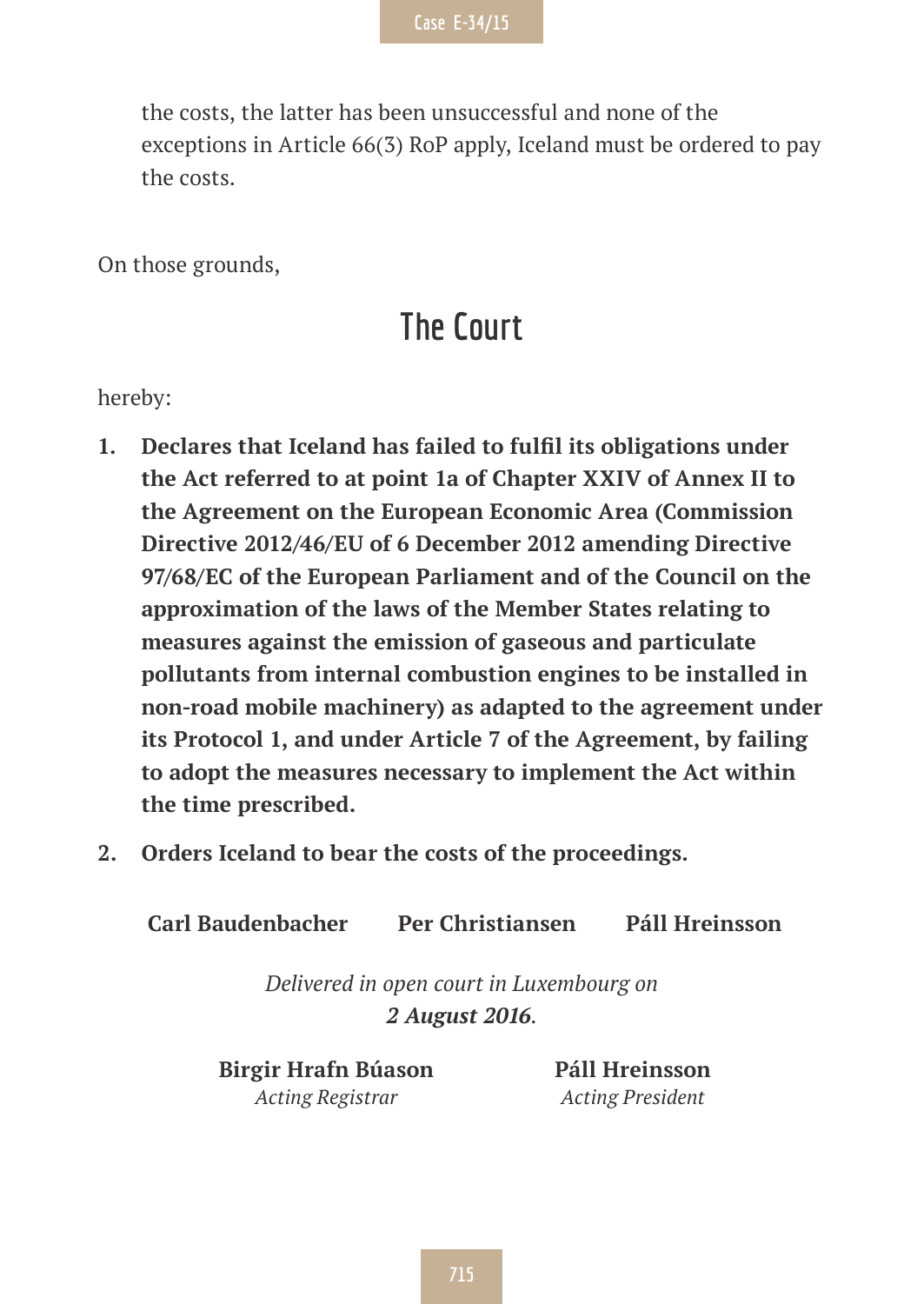the costs, the latter has been unsuccessful and none of the exceptions in Article 66(3) RoP apply, Iceland must be ordered to pay the costs.

On those grounds,

# The Court

hereby:

1. **Declares that Iceland has failed to fulfil its obligations under the Act referred to at point 1a of Chapter XXIV of Annex II to the Agreement on the European Economic Area (Commission Directive 2012/46/EU of 6 December 2012 amending Directive 97/68/EC of the European Parliament and of the Council on the approximation of the laws of the Member States relating to measures against the emission of gaseous and particulate pollutants from internal combustion engines to be installed in non-road mobile machinery) as adapted to the agreement under its Protocol 1, and under Article 7 of the Agreement, by failing to adopt the measures necessary to implement the Act within the time prescribed.**
2. **Orders Iceland to bear the costs of the proceedings.**

**Carl Baudenbacher** **Per Christiansen** **Páll Hreinsson**

*Delivered in open court in Luxembourg on* ***2 August 2016****.*

**Birgir Hrafn Búason**
*Acting Registrar*

**Páll Hreinsson**
*Acting President*